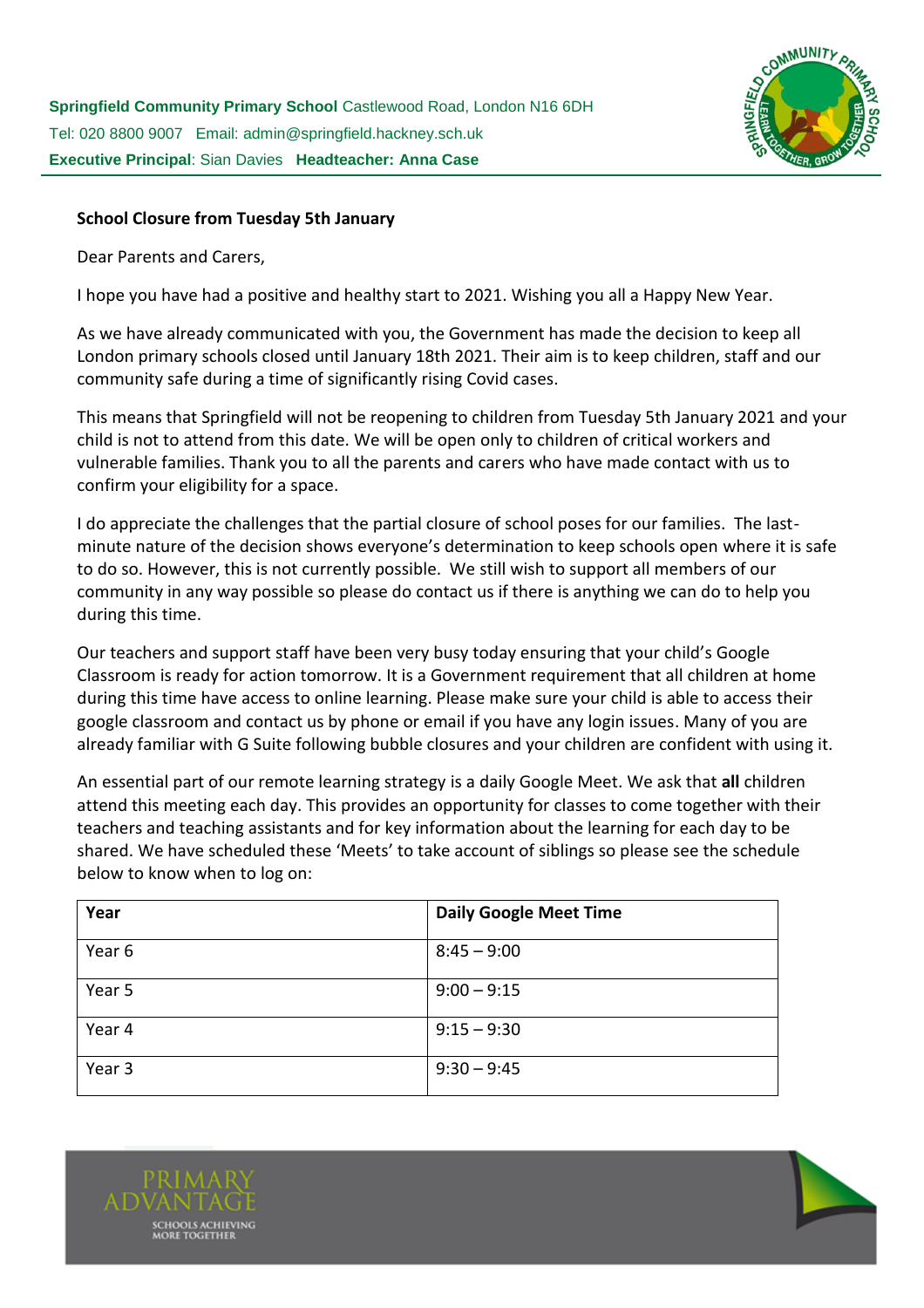**Springfield Community Primary School** Castlewood Road, London N16 6DH
Tel: 020 8800 9007 Email: admin@springfield.hackney.sch.uk
**Executive Principal**: Sian Davies **Headteacher: Anna Case**

**School Closure from Tuesday 5th January**

Dear Parents and Carers,

I hope you have had a positive and healthy start to 2021. Wishing you all a Happy New Year.

As we have already communicated with you, the Government has made the decision to keep all London primary schools closed until January 18th 2021. Their aim is to keep children, staff and our community safe during a time of significantly rising Covid cases.

This means that Springfield will not be reopening to children from Tuesday 5th January 2021 and your child is not to attend from this date. We will be open only to children of critical workers and vulnerable families. Thank you to all the parents and carers who have made contact with us to confirm your eligibility for a space.

I do appreciate the challenges that the partial closure of school poses for our families. The last-minute nature of the decision shows everyone's determination to keep schools open where it is safe to do so. However, this is not currently possible. We still wish to support all members of our community in any way possible so please do contact us if there is anything we can do to help you during this time.

Our teachers and support staff have been very busy today ensuring that your child's Google Classroom is ready for action tomorrow. It is a Government requirement that all children at home during this time have access to online learning. Please make sure your child is able to access their google classroom and contact us by phone or email if you have any login issues. Many of you are already familiar with G Suite following bubble closures and your children are confident with using it.

An essential part of our remote learning strategy is a daily Google Meet. We ask that **all** children attend this meeting each day. This provides an opportunity for classes to come together with their teachers and teaching assistants and for key information about the learning for each day to be shared. We have scheduled these 'Meets' to take account of siblings so please see the schedule below to know when to log on:

| Year | Daily Google Meet Time |
|---|---|
| Year 6 | 8:45 – 9:00 |
| Year 5 | 9:00 – 9:15 |
| Year 4 | 9:15 – 9:30 |
| Year 3 | 9:30 – 9:45 |

PRIMARY ADVANTAGE
SCHOOLS ACHIEVING MORE TOGETHER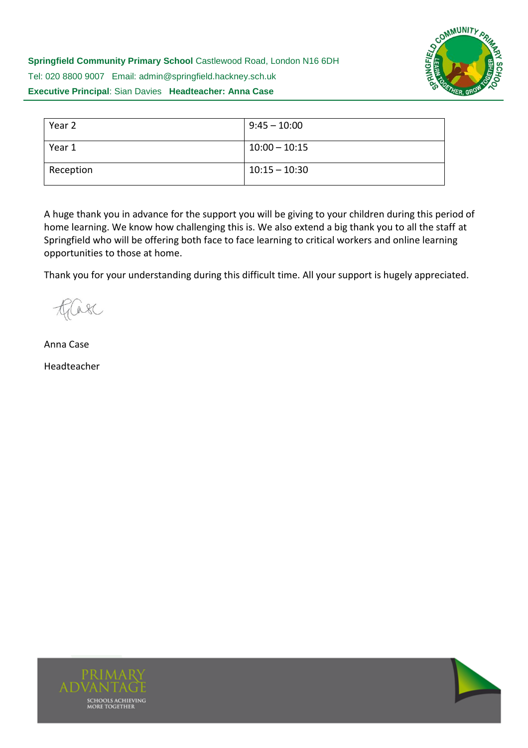Springfield Community Primary School Castlewood Road, London N16 6DH
Tel: 020 8800 9007 Email: admin@springfield.hackney.sch.uk
**Executive Principal**: Sian Davies **Headteacher: Anna Case**

| | |
|---|---|
| Year 2 | 9:45 – 10:00 |
| Year 1 | 10:00 – 10:15 |
| Reception | 10:15 – 10:30 |

A huge thank you in advance for the support you will be giving to your children during this period of home learning. We know how challenging this is. We also extend a big thank you to all the staff at Springfield who will be offering both face to face learning to critical workers and online learning opportunities to those at home.

Thank you for your understanding during this difficult time. All your support is hugely appreciated.

Anna Case

Headteacher